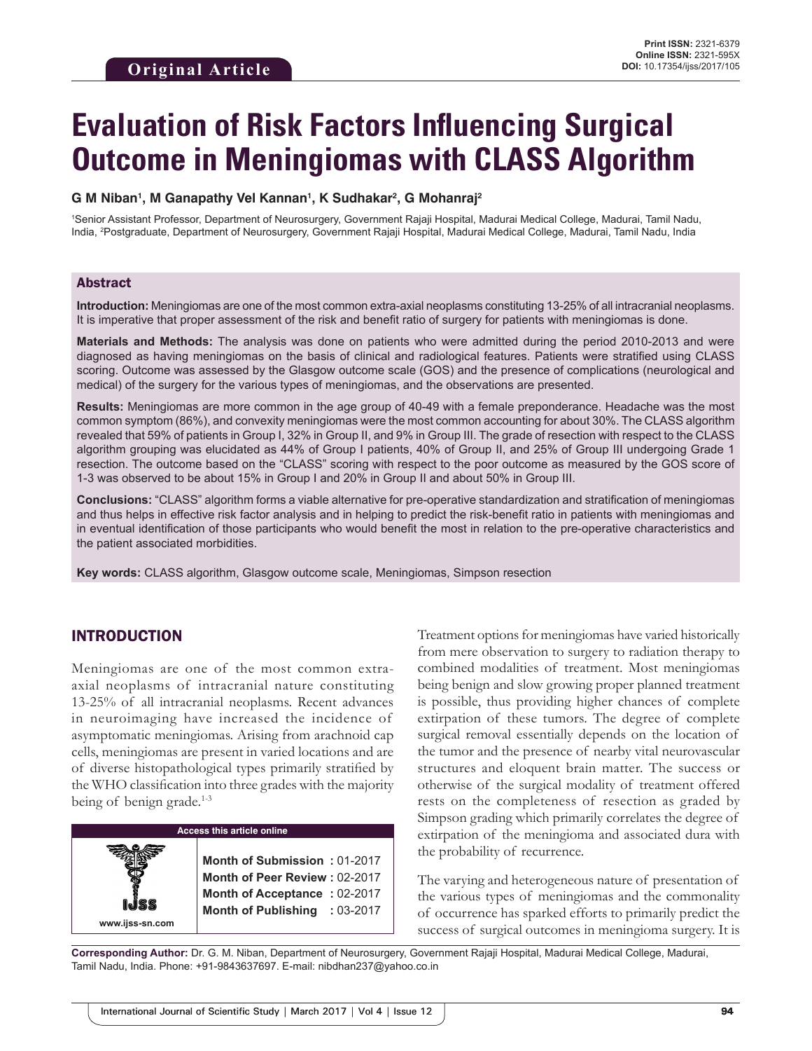Original Article

Print ISSN: 2321-6379
Online ISSN: 2321-595X
DOI: 10.17354/ijss/2017/105

# Evaluation of Risk Factors Influencing Surgical Outcome in Meningiomas with CLASS Algorithm

**G M Niban[1], M Ganapathy Vel Kannan[1], K Sudhakar[2], G Mohanraj[2]**

[1]Senior Assistant Professor, Department of Neurosurgery, Government Rajaji Hospital, Madurai Medical College, Madurai, Tamil Nadu, India, [2]Postgraduate, Department of Neurosurgery, Government Rajaji Hospital, Madurai Medical College, Madurai, Tamil Nadu, India

## Abstract

**Introduction:** Meningiomas are one of the most common extra-axial neoplasms constituting 13-25% of all intracranial neoplasms. It is imperative that proper assessment of the risk and benefit ratio of surgery for patients with meningiomas is done.

**Materials and Methods:** The analysis was done on patients who were admitted during the period 2010-2013 and were diagnosed as having meningiomas on the basis of clinical and radiological features. Patients were stratified using CLASS scoring. Outcome was assessed by the Glasgow outcome scale (GOS) and the presence of complications (neurological and medical) of the surgery for the various types of meningiomas, and the observations are presented.

**Results:** Meningiomas are more common in the age group of 40-49 with a female preponderance. Headache was the most common symptom (86%), and convexity meningiomas were the most common accounting for about 30%. The CLASS algorithm revealed that 59% of patients in Group I, 32% in Group II, and 9% in Group III. The grade of resection with respect to the CLASS algorithm grouping was elucidated as 44% of Group I patients, 40% of Group II, and 25% of Group III undergoing Grade 1 resection. The outcome based on the "CLASS" scoring with respect to the poor outcome as measured by the GOS score of 1-3 was observed to be about 15% in Group I and 20% in Group II and about 50% in Group III.

**Conclusions:** "CLASS" algorithm forms a viable alternative for pre-operative standardization and stratification of meningiomas and thus helps in effective risk factor analysis and in helping to predict the risk-benefit ratio in patients with meningiomas and in eventual identification of those participants who would benefit the most in relation to the pre-operative characteristics and the patient associated morbidities.

**Key words:** CLASS algorithm, Glasgow outcome scale, Meningiomas, Simpson resection

## INTRODUCTION

Meningiomas are one of the most common extra-axial neoplasms of intracranial nature constituting 13-25% of all intracranial neoplasms. Recent advances in neuroimaging have increased the incidence of asymptomatic meningiomas. Arising from arachnoid cap cells, meningiomas are present in varied locations and are of diverse histopathological types primarily stratified by the WHO classification into three grades with the majority being of benign grade.[1-3]

| Access this article online | |
|---|---|
| www.ijss-sn.com | **Month of Submission :** 01-2017 <br> **Month of Peer Review :** 02-2017 <br> **Month of Acceptance :** 02-2017 <br> **Month of Publishing :** 03-2017 |

Treatment options for meningiomas have varied historically from mere observation to surgery to radiation therapy to combined modalities of treatment. Most meningiomas being benign and slow growing proper planned treatment is possible, thus providing higher chances of complete extirpation of these tumors. The degree of complete surgical removal essentially depends on the location of the tumor and the presence of nearby vital neurovascular structures and eloquent brain matter. The success or otherwise of the surgical modality of treatment offered rests on the completeness of resection as graded by Simpson grading which primarily correlates the degree of extirpation of the meningioma and associated dura with the probability of recurrence.

The varying and heterogeneous nature of presentation of the various types of meningiomas and the commonality of occurrence has sparked efforts to primarily predict the success of surgical outcomes in meningioma surgery. It is

**Corresponding Author:** Dr. G. M. Niban, Department of Neurosurgery, Government Rajaji Hospital, Madurai Medical College, Madurai, Tamil Nadu, India. Phone: +91-9843637697. E-mail: nibdhan237@yahoo.co.in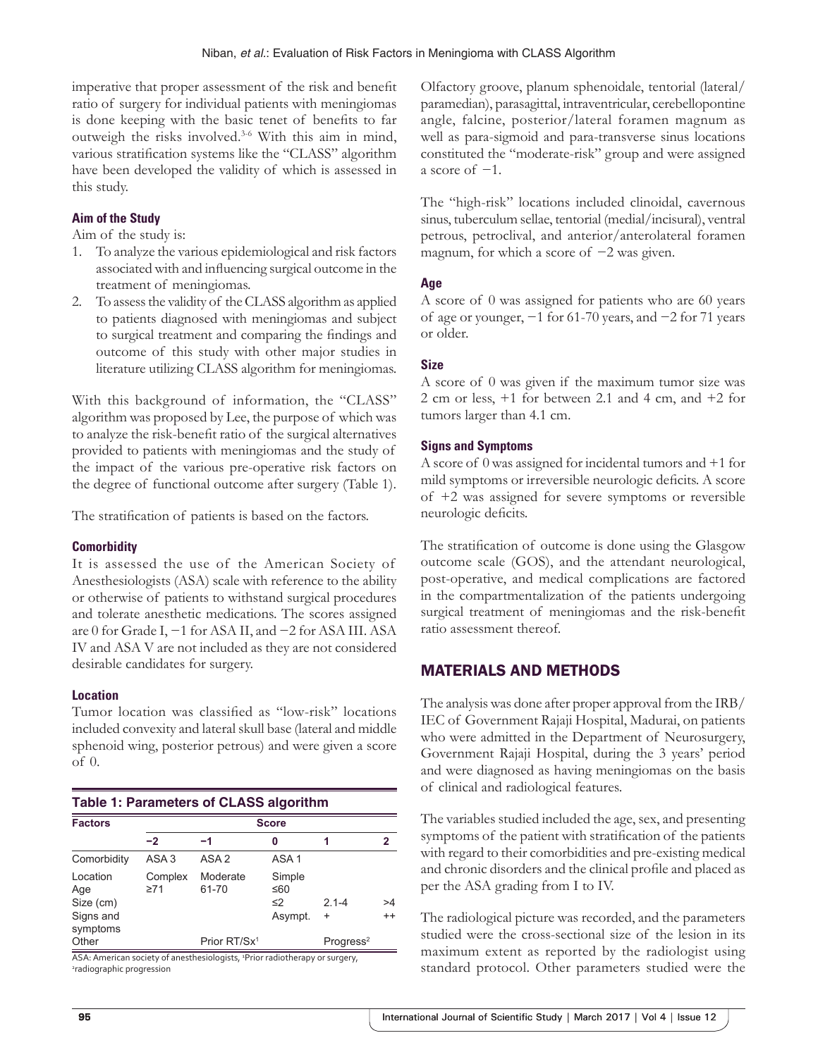imperative that proper assessment of the risk and benefit ratio of surgery for individual patients with meningiomas is done keeping with the basic tenet of benefits to far outweigh the risks involved.[3-6] With this aim in mind, various stratification systems like the "CLASS" algorithm have been developed the validity of which is assessed in this study.

### Aim of the Study

Aim of the study is:

1. To analyze the various epidemiological and risk factors associated with and influencing surgical outcome in the treatment of meningiomas.
2. To assess the validity of the CLASS algorithm as applied to patients diagnosed with meningiomas and subject to surgical treatment and comparing the findings and outcome of this study with other major studies in literature utilizing CLASS algorithm for meningiomas.

With this background of information, the "CLASS" algorithm was proposed by Lee, the purpose of which was to analyze the risk-benefit ratio of the surgical alternatives provided to patients with meningiomas and the study of the impact of the various pre-operative risk factors on the degree of functional outcome after surgery (Table 1).

The stratification of patients is based on the factors.

### Comorbidity

It is assessed the use of the American Society of Anesthesiologists (ASA) scale with reference to the ability or otherwise of patients to withstand surgical procedures and tolerate anesthetic medications. The scores assigned are 0 for Grade I, −1 for ASA II, and −2 for ASA III. ASA IV and ASA V are not included as they are not considered desirable candidates for surgery.

### Location

Tumor location was classified as "low-risk" locations included convexity and lateral skull base (lateral and middle sphenoid wing, posterior petrous) and were given a score of 0.

**Table 1: Parameters of CLASS algorithm**

| Factors | Score | | | | |
|---|---|---|---|---|---|
| | −2 | −1 | 0 | 1 | 2 |
| Comorbidity | ASA 3 | ASA 2 | ASA 1 | | |
| Location | Complex | Moderate | Simple | | |
| Age | ≥71 | 61-70 | ≤60 | | |
| Size (cm) | | | ≤2 | 2.1-4 | >4 |
| Signs and symptoms | | | Asympt. | + | ++ |
| Other | | Prior RT/Sx[1] | | Progress[2] | |

ASA: American society of anesthesiologists, [1]Prior radiotherapy or surgery, [2]radiographic progression

Olfactory groove, planum sphenoidale, tentorial (lateral/paramedian), parasagittal, intraventricular, cerebellopontine angle, falcine, posterior/lateral foramen magnum as well as para-sigmoid and para-transverse sinus locations constituted the "moderate-risk" group and were assigned a score of −1.

The "high-risk" locations included clinoidal, cavernous sinus, tuberculum sellae, tentorial (medial/incisural), ventral petrous, petroclival, and anterior/anterolateral foramen magnum, for which a score of −2 was given.

### Age

A score of 0 was assigned for patients who are 60 years of age or younger, −1 for 61-70 years, and −2 for 71 years or older.

### Size

A score of 0 was given if the maximum tumor size was 2 cm or less, +1 for between 2.1 and 4 cm, and +2 for tumors larger than 4.1 cm.

### Signs and Symptoms

A score of 0 was assigned for incidental tumors and +1 for mild symptoms or irreversible neurologic deficits. A score of +2 was assigned for severe symptoms or reversible neurologic deficits.

The stratification of outcome is done using the Glasgow outcome scale (GOS), and the attendant neurological, post-operative, and medical complications are factored in the compartmentalization of the patients undergoing surgical treatment of meningiomas and the risk-benefit ratio assessment thereof.

## MATERIALS AND METHODS

The analysis was done after proper approval from the IRB/IEC of Government Rajaji Hospital, Madurai, on patients who were admitted in the Department of Neurosurgery, Government Rajaji Hospital, during the 3 years' period and were diagnosed as having meningiomas on the basis of clinical and radiological features.

The variables studied included the age, sex, and presenting symptoms of the patient with stratification of the patients with regard to their comorbidities and pre-existing medical and chronic disorders and the clinical profile and placed as per the ASA grading from I to IV.

The radiological picture was recorded, and the parameters studied were the cross-sectional size of the lesion in its maximum extent as reported by the radiologist using standard protocol. Other parameters studied were the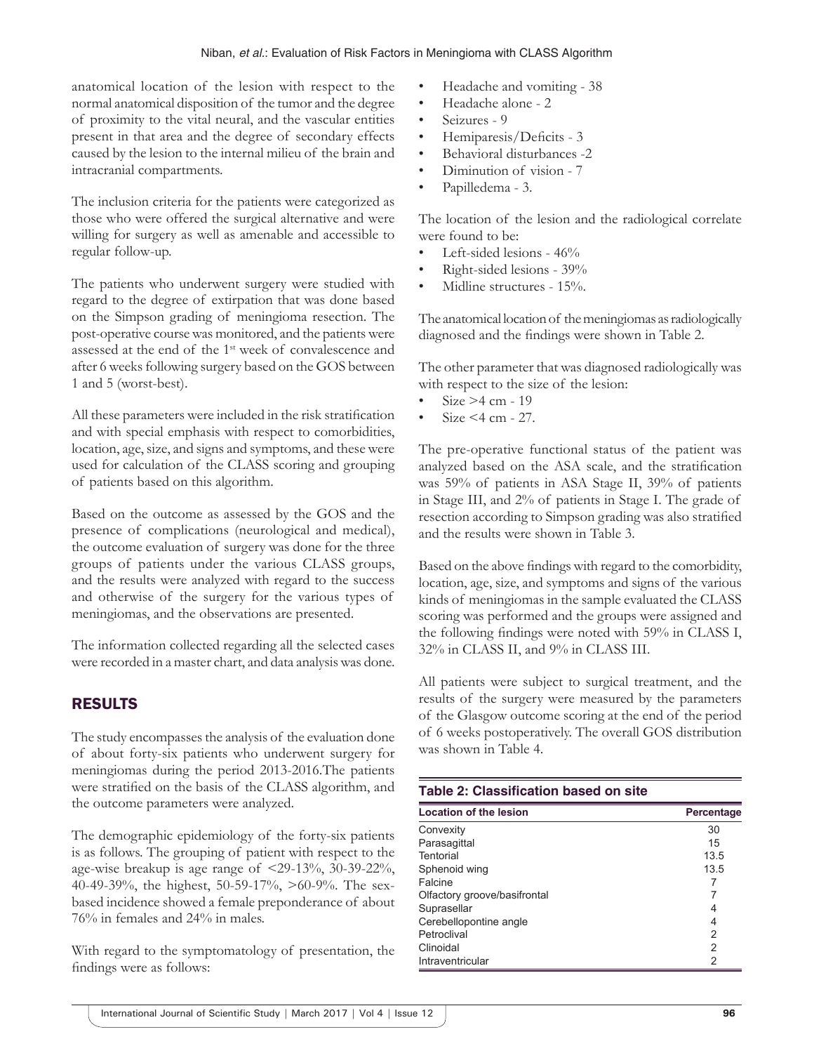anatomical location of the lesion with respect to the normal anatomical disposition of the tumor and the degree of proximity to the vital neural, and the vascular entities present in that area and the degree of secondary effects caused by the lesion to the internal milieu of the brain and intracranial compartments.

The inclusion criteria for the patients were categorized as those who were offered the surgical alternative and were willing for surgery as well as amenable and accessible to regular follow-up.

The patients who underwent surgery were studied with regard to the degree of extirpation that was done based on the Simpson grading of meningioma resection. The post-operative course was monitored, and the patients were assessed at the end of the 1st week of convalescence and after 6 weeks following surgery based on the GOS between 1 and 5 (worst-best).

All these parameters were included in the risk stratification and with special emphasis with respect to comorbidities, location, age, size, and signs and symptoms, and these were used for calculation of the CLASS scoring and grouping of patients based on this algorithm.

Based on the outcome as assessed by the GOS and the presence of complications (neurological and medical), the outcome evaluation of surgery was done for the three groups of patients under the various CLASS groups, and the results were analyzed with regard to the success and otherwise of the surgery for the various types of meningiomas, and the observations are presented.

The information collected regarding all the selected cases were recorded in a master chart, and data analysis was done.

## RESULTS

The study encompasses the analysis of the evaluation done of about forty-six patients who underwent surgery for meningiomas during the period 2013-2016.The patients were stratified on the basis of the CLASS algorithm, and the outcome parameters were analyzed.

The demographic epidemiology of the forty-six patients is as follows. The grouping of patient with respect to the age-wise breakup is age range of <29-13%, 30-39-22%, 40-49-39%, the highest, 50-59-17%, >60-9%. The sex-based incidence showed a female preponderance of about 76% in females and 24% in males.

With regard to the symptomatology of presentation, the findings were as follows:

- Headache and vomiting - 38
- Headache alone - 2
- Seizures - 9
- Hemiparesis/Deficits - 3
- Behavioral disturbances -2
- Diminution of vision - 7
- Papilledema - 3.

The location of the lesion and the radiological correlate were found to be:

- Left-sided lesions - 46%
- Right-sided lesions - 39%
- Midline structures - 15%.

The anatomical location of the meningiomas as radiologically diagnosed and the findings were shown in Table 2.

The other parameter that was diagnosed radiologically was with respect to the size of the lesion:

- Size >4 cm - 19
- Size <4 cm - 27.

The pre-operative functional status of the patient was analyzed based on the ASA scale, and the stratification was 59% of patients in ASA Stage II, 39% of patients in Stage III, and 2% of patients in Stage I. The grade of resection according to Simpson grading was also stratified and the results were shown in Table 3.

Based on the above findings with regard to the comorbidity, location, age, size, and symptoms and signs of the various kinds of meningiomas in the sample evaluated the CLASS scoring was performed and the groups were assigned and the following findings were noted with 59% in CLASS I, 32% in CLASS II, and 9% in CLASS III.

All patients were subject to surgical treatment, and the results of the surgery were measured by the parameters of the Glasgow outcome scoring at the end of the period of 6 weeks postoperatively. The overall GOS distribution was shown in Table 4.

**Table 2: Classification based on site**

| Location of the lesion | Percentage |
|---|---|
| Convexity | 30 |
| Parasagittal | 15 |
| Tentorial | 13.5 |
| Sphenoid wing | 13.5 |
| Falcine | 7 |
| Olfactory groove/basifrontal | 7 |
| Suprasellar | 4 |
| Cerebellopontine angle | 4 |
| Petroclival | 2 |
| Clinoidal | 2 |
| Intraventricular | 2 |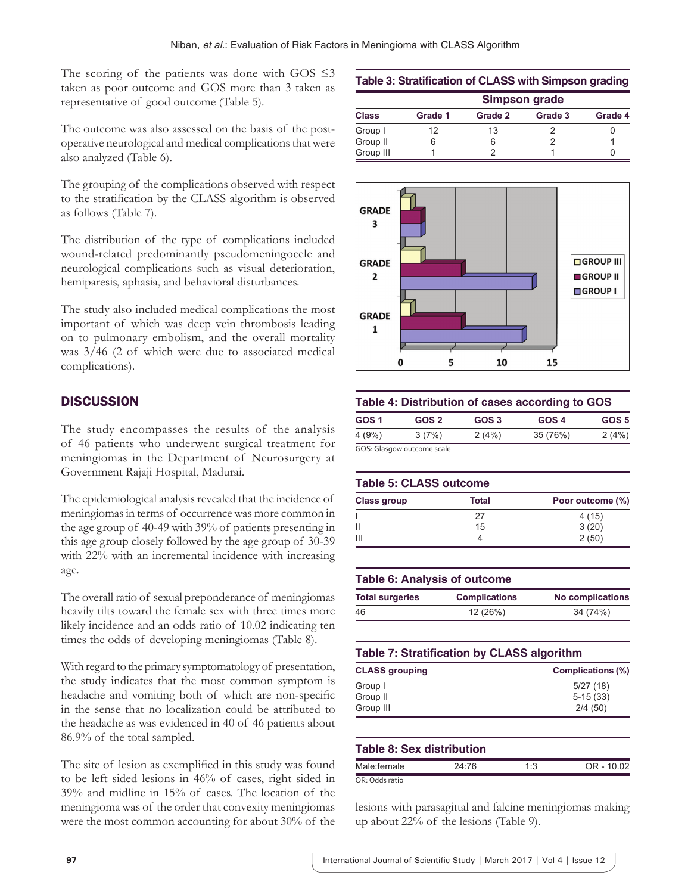The scoring of the patients was done with GOS ≤3 taken as poor outcome and GOS more than 3 taken as representative of good outcome (Table 5).

The outcome was also assessed on the basis of the post-operative neurological and medical complications that were also analyzed (Table 6).

The grouping of the complications observed with respect to the stratification by the CLASS algorithm is observed as follows (Table 7).

The distribution of the type of complications included wound-related predominantly pseudomeningocele and neurological complications such as visual deterioration, hemiparesis, aphasia, and behavioral disturbances.

The study also included medical complications the most important of which was deep vein thrombosis leading on to pulmonary embolism, and the overall mortality was 3/46 (2 of which were due to associated medical complications).

## DISCUSSION

The study encompasses the results of the analysis of 46 patients who underwent surgical treatment for meningiomas in the Department of Neurosurgery at Government Rajaji Hospital, Madurai.

The epidemiological analysis revealed that the incidence of meningiomas in terms of occurrence was more common in the age group of 40-49 with 39% of patients presenting in this age group closely followed by the age group of 30-39 with 22% with an incremental incidence with increasing age.

The overall ratio of sexual preponderance of meningiomas heavily tilts toward the female sex with three times more likely incidence and an odds ratio of 10.02 indicating ten times the odds of developing meningiomas (Table 8).

With regard to the primary symptomatology of presentation, the study indicates that the most common symptom is headache and vomiting both of which are non-specific in the sense that no localization could be attributed to the headache as was evidenced in 40 of 46 patients about 86.9% of the total sampled.

The site of lesion as exemplified in this study was found to be left sided lesions in 46% of cases, right sided in 39% and midline in 15% of cases. The location of the meningioma was of the order that convexity meningiomas were the most common accounting for about 30% of the lesions with parasagittal and falcine meningiomas making up about 22% of the lesions (Table 9).

**Table 3: Stratification of CLASS with Simpson grading**

| Class | Simpson grade: Grade 1 | Grade 2 | Grade 3 | Grade 4 |
|---|---|---|---|---|
| Group I | 12 | 13 | 2 | 0 |
| Group II | 6 | 6 | 2 | 1 |
| Group III | 1 | 2 | 1 | 0 |

GRADE 3
GRADE 2
GRADE 1
0
5
10
15
GROUP III
GROUP II
GROUP I

**Table 4: Distribution of cases according to GOS**

| GOS 1 | GOS 2 | GOS 3 | GOS 4 | GOS 5 |
|---|---|---|---|---|
| 4 (9%) | 3 (7%) | 2 (4%) | 35 (76%) | 2 (4%) |

GOS: Glasgow outcome scale

**Table 5: CLASS outcome**

| Class group | Total | Poor outcome (%) |
|---|---|---|
| I | 27 | 4 (15) |
| II | 15 | 3 (20) |
| III | 4 | 2 (50) |

**Table 6: Analysis of outcome**

| Total surgeries | Complications | No complications |
|---|---|---|
| 46 | 12 (26%) | 34 (74%) |

**Table 7: Stratification by CLASS algorithm**

| CLASS grouping | Complications (%) |
|---|---|
| Group I | 5/27 (18) |
| Group II | 5-15 (33) |
| Group III | 2/4 (50) |

**Table 8: Sex distribution**

| | | | |
|---|---|---|---|
| Male:female | 24:76 | 1:3 | OR - 10.02 |

OR: Odds ratio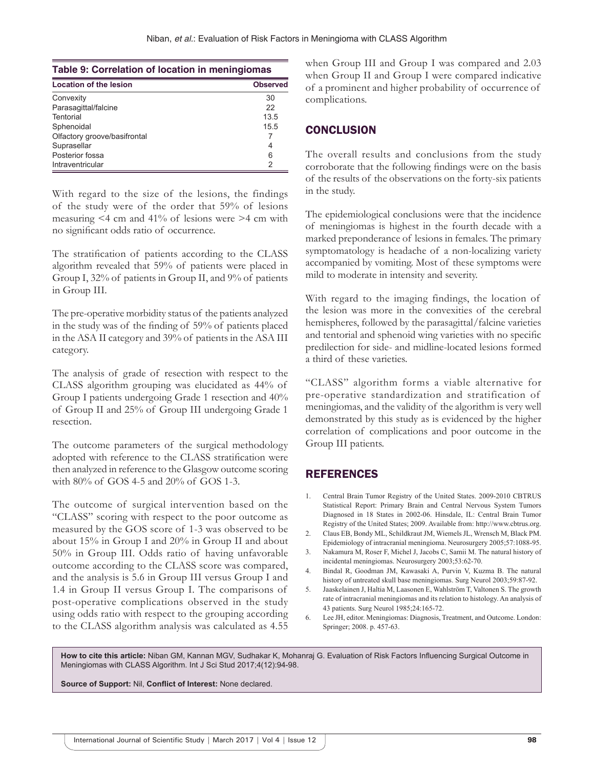**Table 9: Correlation of location in meningiomas**

| Location of the lesion | Observed |
|---|---|
| Convexity | 30 |
| Parasagittal/falcine | 22 |
| Tentorial | 13.5 |
| Sphenoidal | 15.5 |
| Olfactory groove/basifrontal | 7 |
| Suprasellar | 4 |
| Posterior fossa | 6 |
| Intraventricular | 2 |

With regard to the size of the lesions, the findings of the study were of the order that 59% of lesions measuring <4 cm and 41% of lesions were >4 cm with no significant odds ratio of occurrence.

The stratification of patients according to the CLASS algorithm revealed that 59% of patients were placed in Group I, 32% of patients in Group II, and 9% of patients in Group III.

The pre-operative morbidity status of the patients analyzed in the study was of the finding of 59% of patients placed in the ASA II category and 39% of patients in the ASA III category.

The analysis of grade of resection with respect to the CLASS algorithm grouping was elucidated as 44% of Group I patients undergoing Grade 1 resection and 40% of Group II and 25% of Group III undergoing Grade 1 resection.

The outcome parameters of the surgical methodology adopted with reference to the CLASS stratification were then analyzed in reference to the Glasgow outcome scoring with 80% of GOS 4-5 and 20% of GOS 1-3.

The outcome of surgical intervention based on the "CLASS" scoring with respect to the poor outcome as measured by the GOS score of 1-3 was observed to be about 15% in Group I and 20% in Group II and about 50% in Group III. Odds ratio of having unfavorable outcome according to the CLASS score was compared, and the analysis is 5.6 in Group III versus Group I and 1.4 in Group II versus Group I. The comparisons of post-operative complications observed in the study using odds ratio with respect to the grouping according to the CLASS algorithm analysis was calculated as 4.55 when Group III and Group I was compared and 2.03 when Group II and Group I were compared indicative of a prominent and higher probability of occurrence of complications.

## CONCLUSION

The overall results and conclusions from the study corroborate that the following findings were on the basis of the results of the observations on the forty-six patients in the study.

The epidemiological conclusions were that the incidence of meningiomas is highest in the fourth decade with a marked preponderance of lesions in females. The primary symptomatology is headache of a non-localizing variety accompanied by vomiting. Most of these symptoms were mild to moderate in intensity and severity.

With regard to the imaging findings, the location of the lesion was more in the convexities of the cerebral hemispheres, followed by the parasagittal/falcine varieties and tentorial and sphenoid wing varieties with no specific predilection for side- and midline-located lesions formed a third of these varieties.

"CLASS" algorithm forms a viable alternative for pre-operative standardization and stratification of meningiomas, and the validity of the algorithm is very well demonstrated by this study as is evidenced by the higher correlation of complications and poor outcome in the Group III patients.

## REFERENCES

1. Central Brain Tumor Registry of the United States. 2009-2010 CBTRUS Statistical Report: Primary Brain and Central Nervous System Tumors Diagnosed in 18 States in 2002-06. Hinsdale, IL: Central Brain Tumor Registry of the United States; 2009. Available from: http://www.cbtrus.org.
2. Claus EB, Bondy ML, Schildkraut JM, Wiemels JL, Wrensch M, Black PM. Epidemiology of intracranial meningioma. Neurosurgery 2005;57:1088-95.
3. Nakamura M, Roser F, Michel J, Jacobs C, Samii M. The natural history of incidental meningiomas. Neurosurgery 2003;53:62-70.
4. Bindal R, Goodman JM, Kawasaki A, Purvin V, Kuzma B. The natural history of untreated skull base meningiomas. Surg Neurol 2003;59:87-92.
5. Jaaskelainen J, Haltia M, Laasonen E, Wahlström T, Valtonen S. The growth rate of intracranial meningiomas and its relation to histology. An analysis of 43 patients. Surg Neurol 1985;24:165-72.
6. Lee JH, editor. Meningiomas: Diagnosis, Treatment, and Outcome. London: Springer; 2008. p. 457-63.

**How to cite this article:** Niban GM, Kannan MGV, Sudhakar K, Mohanraj G. Evaluation of Risk Factors Influencing Surgical Outcome in Meningiomas with CLASS Algorithm. Int J Sci Stud 2017;4(12):94-98.

**Source of Support:** Nil, **Conflict of Interest:** None declared.